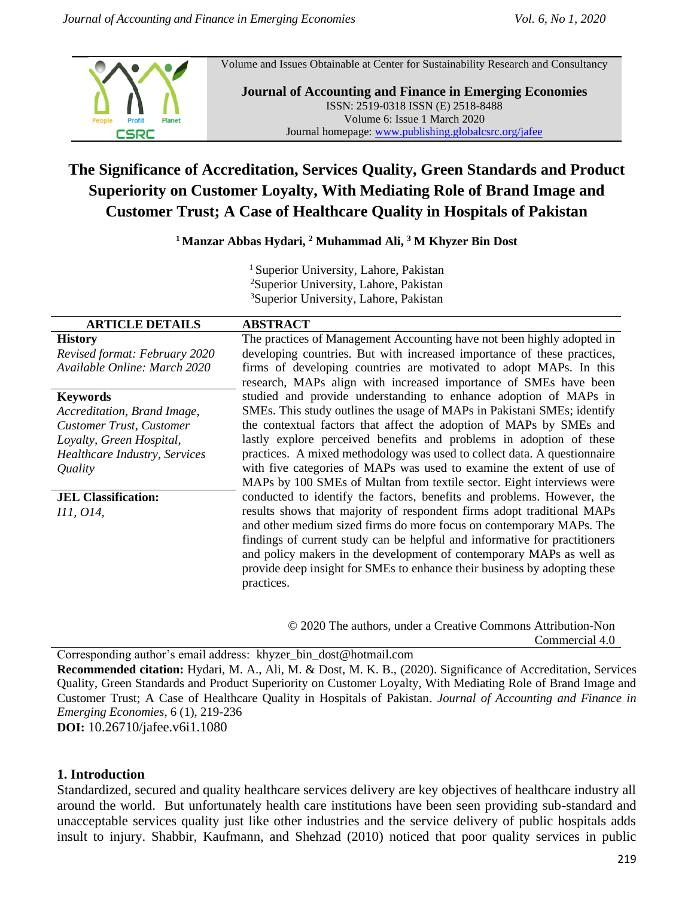Volume and Issues Obtainable at Center for Sustainability Research and Consultancy

**Journal of Accounting and Finance in Emerging Economies**
ISSN: 2519-0318 ISSN (E) 2518-8488
Volume 6: Issue 1 March 2020
Journal homepage: www.publishing.globalcsrc.org/jafee

# The Significance of Accreditation, Services Quality, Green Standards and Product Superiority on Customer Loyalty, With Mediating Role of Brand Image and Customer Trust; A Case of Healthcare Quality in Hospitals of Pakistan

**[1] Manzar Abbas Hydari, [2] Muhammad Ali, [3] M Khyzer Bin Dost**

[1] Superior University, Lahore, Pakistan
[2] Superior University, Lahore, Pakistan
[3] Superior University, Lahore, Pakistan

**ARTICLE DETAILS**

**History**
*Revised format: February 2020*
*Available Online: March 2020*

**Keywords**
*Accreditation, Brand Image, Customer Trust, Customer Loyalty, Green Hospital, Healthcare Industry, Services Quality*

**JEL Classification:**
*I11, O14,*

**ABSTRACT**

The practices of Management Accounting have not been highly adopted in developing countries. But with increased importance of these practices, firms of developing countries are motivated to adopt MAPs. In this research, MAPs align with increased importance of SMEs have been studied and provide understanding to enhance adoption of MAPs in SMEs. This study outlines the usage of MAPs in Pakistani SMEs; identify the contextual factors that affect the adoption of MAPs by SMEs and lastly explore perceived benefits and problems in adoption of these practices. A mixed methodology was used to collect data. A questionnaire with five categories of MAPs was used to examine the extent of use of MAPs by 100 SMEs of Multan from textile sector. Eight interviews were conducted to identify the factors, benefits and problems. However, the results shows that majority of respondent firms adopt traditional MAPs and other medium sized firms do more focus on contemporary MAPs. The findings of current study can be helpful and informative for practitioners and policy makers in the development of contemporary MAPs as well as provide deep insight for SMEs to enhance their business by adopting these practices.

© 2020 The authors, under a Creative Commons Attribution-Non Commercial 4.0

Corresponding author's email address: khyzer_bin_dost@hotmail.com

**Recommended citation:** Hydari, M. A., Ali, M. & Dost, M. K. B., (2020). Significance of Accreditation, Services Quality, Green Standards and Product Superiority on Customer Loyalty, With Mediating Role of Brand Image and Customer Trust; A Case of Healthcare Quality in Hospitals of Pakistan. *Journal of Accounting and Finance in Emerging Economies*, 6 (1), 219-236

**DOI:** 10.26710/jafee.v6i1.1080

## 1. Introduction

Standardized, secured and quality healthcare services delivery are key objectives of healthcare industry all around the world. But unfortunately health care institutions have been seen providing sub-standard and unacceptable services quality just like other industries and the service delivery of public hospitals adds insult to injury. Shabbir, Kaufmann, and Shehzad (2010) noticed that poor quality services in public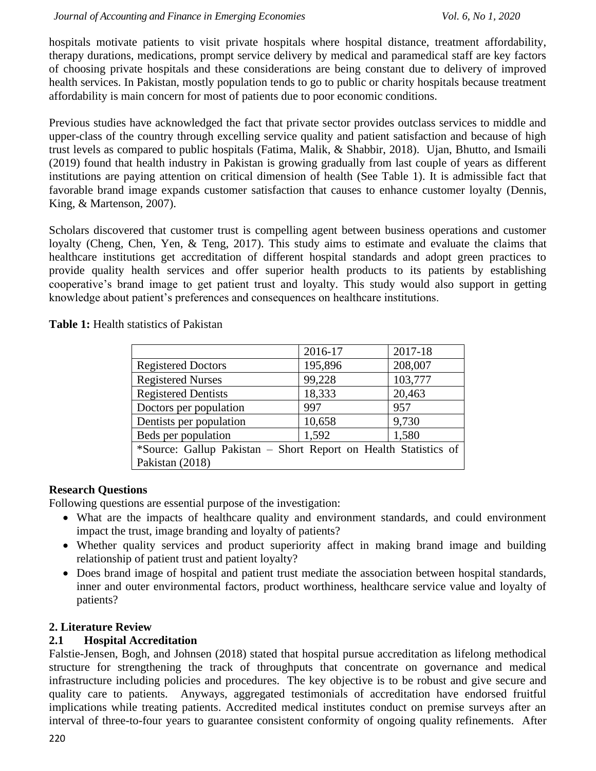hospitals motivate patients to visit private hospitals where hospital distance, treatment affordability, therapy durations, medications, prompt service delivery by medical and paramedical staff are key factors of choosing private hospitals and these considerations are being constant due to delivery of improved health services. In Pakistan, mostly population tends to go to public or charity hospitals because treatment affordability is main concern for most of patients due to poor economic conditions.

Previous studies have acknowledged the fact that private sector provides outclass services to middle and upper-class of the country through excelling service quality and patient satisfaction and because of high trust levels as compared to public hospitals (Fatima, Malik, & Shabbir, 2018). Ujan, Bhutto, and Ismaili (2019) found that health industry in Pakistan is growing gradually from last couple of years as different institutions are paying attention on critical dimension of health (See Table 1). It is admissible fact that favorable brand image expands customer satisfaction that causes to enhance customer loyalty (Dennis, King, & Martenson, 2007).

Scholars discovered that customer trust is compelling agent between business operations and customer loyalty (Cheng, Chen, Yen, & Teng, 2017). This study aims to estimate and evaluate the claims that healthcare institutions get accreditation of different hospital standards and adopt green practices to provide quality health services and offer superior health products to its patients by establishing cooperative's brand image to get patient trust and loyalty. This study would also support in getting knowledge about patient's preferences and consequences on healthcare institutions.

**Table 1:** Health statistics of Pakistan

| | 2016-17 | 2017-18 |
|---|---|---|
| Registered Doctors | 195,896 | 208,007 |
| Registered Nurses | 99,228 | 103,777 |
| Registered Dentists | 18,333 | 20,463 |
| Doctors per population | 997 | 957 |
| Dentists per population | 10,658 | 9,730 |
| Beds per population | 1,592 | 1,580 |
| *Source: Gallup Pakistan – Short Report on Health Statistics of Pakistan (2018) | | |

**Research Questions**

Following questions are essential purpose of the investigation:

- What are the impacts of healthcare quality and environment standards, and could environment impact the trust, image branding and loyalty of patients?
- Whether quality services and product superiority affect in making brand image and building relationship of patient trust and patient loyalty?
- Does brand image of hospital and patient trust mediate the association between hospital standards, inner and outer environmental factors, product worthiness, healthcare service value and loyalty of patients?

## 2. Literature Review

### 2.1 Hospital Accreditation

Falstie-Jensen, Bogh, and Johnsen (2018) stated that hospital pursue accreditation as lifelong methodical structure for strengthening the track of throughputs that concentrate on governance and medical infrastructure including policies and procedures. The key objective is to be robust and give secure and quality care to patients. Anyways, aggregated testimonials of accreditation have endorsed fruitful implications while treating patients. Accredited medical institutes conduct on premise surveys after an interval of three-to-four years to guarantee consistent conformity of ongoing quality refinements. After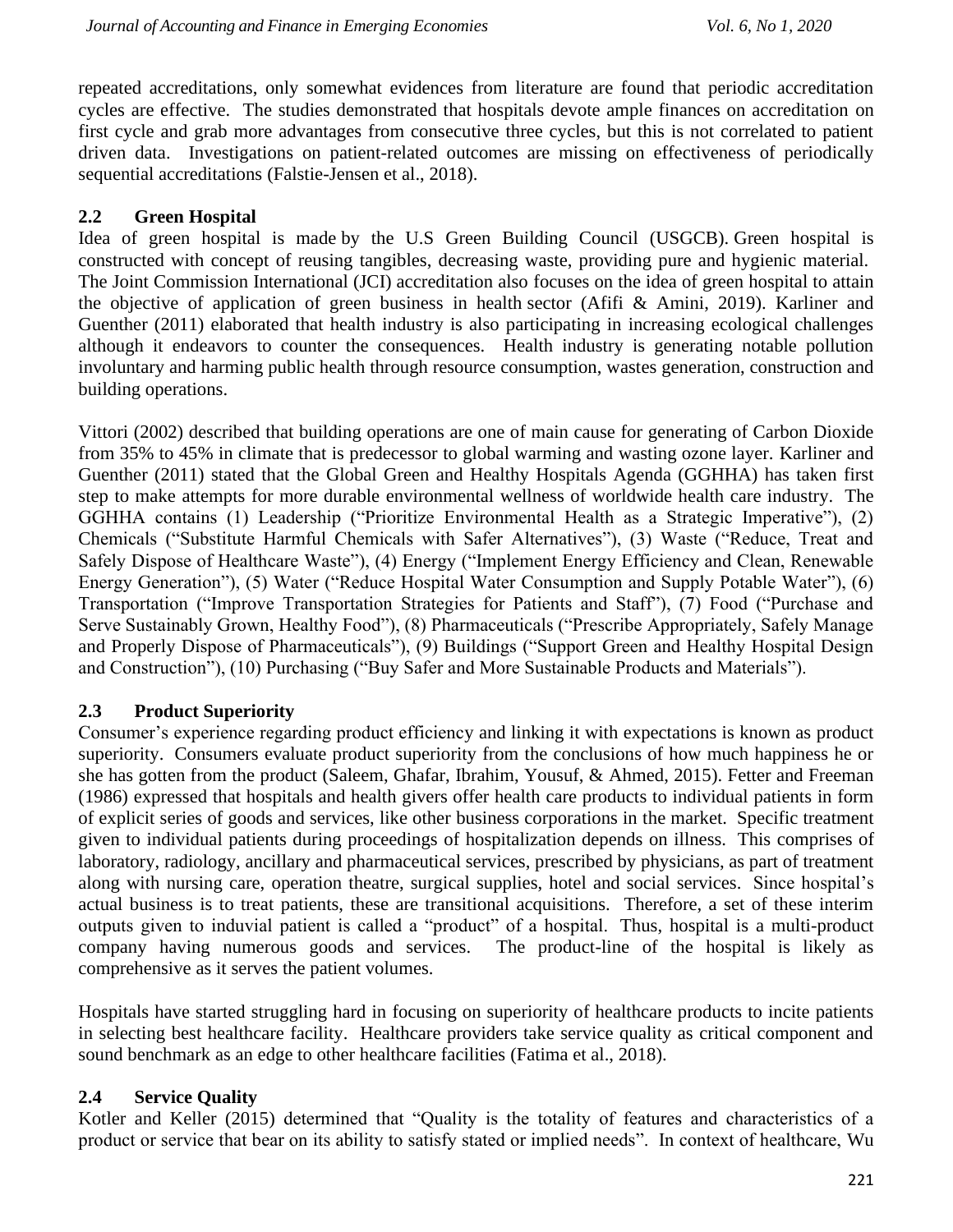repeated accreditations, only somewhat evidences from literature are found that periodic accreditation cycles are effective. The studies demonstrated that hospitals devote ample finances on accreditation on first cycle and grab more advantages from consecutive three cycles, but this is not correlated to patient driven data. Investigations on patient-related outcomes are missing on effectiveness of periodically sequential accreditations (Falstie-Jensen et al., 2018).

## 2.2 Green Hospital

Idea of green hospital is made by the U.S Green Building Council (USGCB). Green hospital is constructed with concept of reusing tangibles, decreasing waste, providing pure and hygienic material. The Joint Commission International (JCI) accreditation also focuses on the idea of green hospital to attain the objective of application of green business in health sector (Afifi & Amini, 2019). Karliner and Guenther (2011) elaborated that health industry is also participating in increasing ecological challenges although it endeavors to counter the consequences. Health industry is generating notable pollution involuntary and harming public health through resource consumption, wastes generation, construction and building operations.

Vittori (2002) described that building operations are one of main cause for generating of Carbon Dioxide from 35% to 45% in climate that is predecessor to global warming and wasting ozone layer. Karliner and Guenther (2011) stated that the Global Green and Healthy Hospitals Agenda (GGHHA) has taken first step to make attempts for more durable environmental wellness of worldwide health care industry. The GGHHA contains (1) Leadership ("Prioritize Environmental Health as a Strategic Imperative"), (2) Chemicals ("Substitute Harmful Chemicals with Safer Alternatives"), (3) Waste ("Reduce, Treat and Safely Dispose of Healthcare Waste"), (4) Energy ("Implement Energy Efficiency and Clean, Renewable Energy Generation"), (5) Water ("Reduce Hospital Water Consumption and Supply Potable Water"), (6) Transportation ("Improve Transportation Strategies for Patients and Staff"), (7) Food ("Purchase and Serve Sustainably Grown, Healthy Food"), (8) Pharmaceuticals ("Prescribe Appropriately, Safely Manage and Properly Dispose of Pharmaceuticals"), (9) Buildings ("Support Green and Healthy Hospital Design and Construction"), (10) Purchasing ("Buy Safer and More Sustainable Products and Materials").

## 2.3 Product Superiority

Consumer's experience regarding product efficiency and linking it with expectations is known as product superiority. Consumers evaluate product superiority from the conclusions of how much happiness he or she has gotten from the product (Saleem, Ghafar, Ibrahim, Yousuf, & Ahmed, 2015). Fetter and Freeman (1986) expressed that hospitals and health givers offer health care products to individual patients in form of explicit series of goods and services, like other business corporations in the market. Specific treatment given to individual patients during proceedings of hospitalization depends on illness. This comprises of laboratory, radiology, ancillary and pharmaceutical services, prescribed by physicians, as part of treatment along with nursing care, operation theatre, surgical supplies, hotel and social services. Since hospital's actual business is to treat patients, these are transitional acquisitions. Therefore, a set of these interim outputs given to induvial patient is called a "product" of a hospital. Thus, hospital is a multi-product company having numerous goods and services. The product-line of the hospital is likely as comprehensive as it serves the patient volumes.

Hospitals have started struggling hard in focusing on superiority of healthcare products to incite patients in selecting best healthcare facility. Healthcare providers take service quality as critical component and sound benchmark as an edge to other healthcare facilities (Fatima et al., 2018).

## 2.4 Service Quality

Kotler and Keller (2015) determined that "Quality is the totality of features and characteristics of a product or service that bear on its ability to satisfy stated or implied needs". In context of healthcare, Wu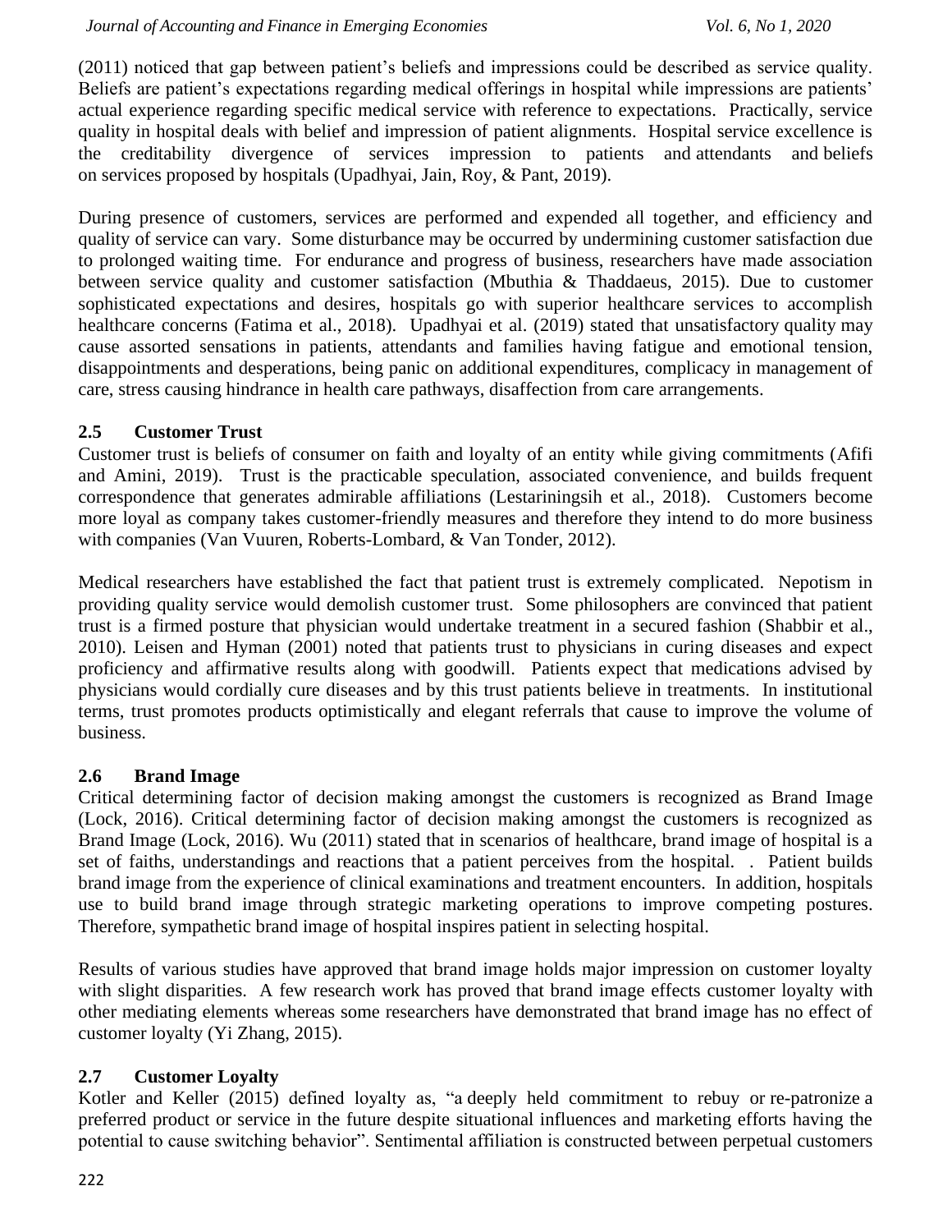(2011) noticed that gap between patient's beliefs and impressions could be described as service quality. Beliefs are patient's expectations regarding medical offerings in hospital while impressions are patients' actual experience regarding specific medical service with reference to expectations. Practically, service quality in hospital deals with belief and impression of patient alignments. Hospital service excellence is the creditability divergence of services impression to patients and attendants and beliefs on services proposed by hospitals (Upadhyai, Jain, Roy, & Pant, 2019).

During presence of customers, services are performed and expended all together, and efficiency and quality of service can vary. Some disturbance may be occurred by undermining customer satisfaction due to prolonged waiting time. For endurance and progress of business, researchers have made association between service quality and customer satisfaction (Mbuthia & Thaddaeus, 2015). Due to customer sophisticated expectations and desires, hospitals go with superior healthcare services to accomplish healthcare concerns (Fatima et al., 2018). Upadhyai et al. (2019) stated that unsatisfactory quality may cause assorted sensations in patients, attendants and families having fatigue and emotional tension, disappointments and desperations, being panic on additional expenditures, complicacy in management of care, stress causing hindrance in health care pathways, disaffection from care arrangements.

### 2.5 Customer Trust

Customer trust is beliefs of consumer on faith and loyalty of an entity while giving commitments (Afifi and Amini, 2019). Trust is the practicable speculation, associated convenience, and builds frequent correspondence that generates admirable affiliations (Lestariningsih et al., 2018). Customers become more loyal as company takes customer-friendly measures and therefore they intend to do more business with companies (Van Vuuren, Roberts-Lombard, & Van Tonder, 2012).

Medical researchers have established the fact that patient trust is extremely complicated. Nepotism in providing quality service would demolish customer trust. Some philosophers are convinced that patient trust is a firmed posture that physician would undertake treatment in a secured fashion (Shabbir et al., 2010). Leisen and Hyman (2001) noted that patients trust to physicians in curing diseases and expect proficiency and affirmative results along with goodwill. Patients expect that medications advised by physicians would cordially cure diseases and by this trust patients believe in treatments. In institutional terms, trust promotes products optimistically and elegant referrals that cause to improve the volume of business.

### 2.6 Brand Image

Critical determining factor of decision making amongst the customers is recognized as Brand Image (Lock, 2016). Critical determining factor of decision making amongst the customers is recognized as Brand Image (Lock, 2016). Wu (2011) stated that in scenarios of healthcare, brand image of hospital is a set of faiths, understandings and reactions that a patient perceives from the hospital. . Patient builds brand image from the experience of clinical examinations and treatment encounters. In addition, hospitals use to build brand image through strategic marketing operations to improve competing postures. Therefore, sympathetic brand image of hospital inspires patient in selecting hospital.

Results of various studies have approved that brand image holds major impression on customer loyalty with slight disparities. A few research work has proved that brand image effects customer loyalty with other mediating elements whereas some researchers have demonstrated that brand image has no effect of customer loyalty (Yi Zhang, 2015).

### 2.7 Customer Loyalty

Kotler and Keller (2015) defined loyalty as, "a deeply held commitment to rebuy or re-patronize a preferred product or service in the future despite situational influences and marketing efforts having the potential to cause switching behavior". Sentimental affiliation is constructed between perpetual customers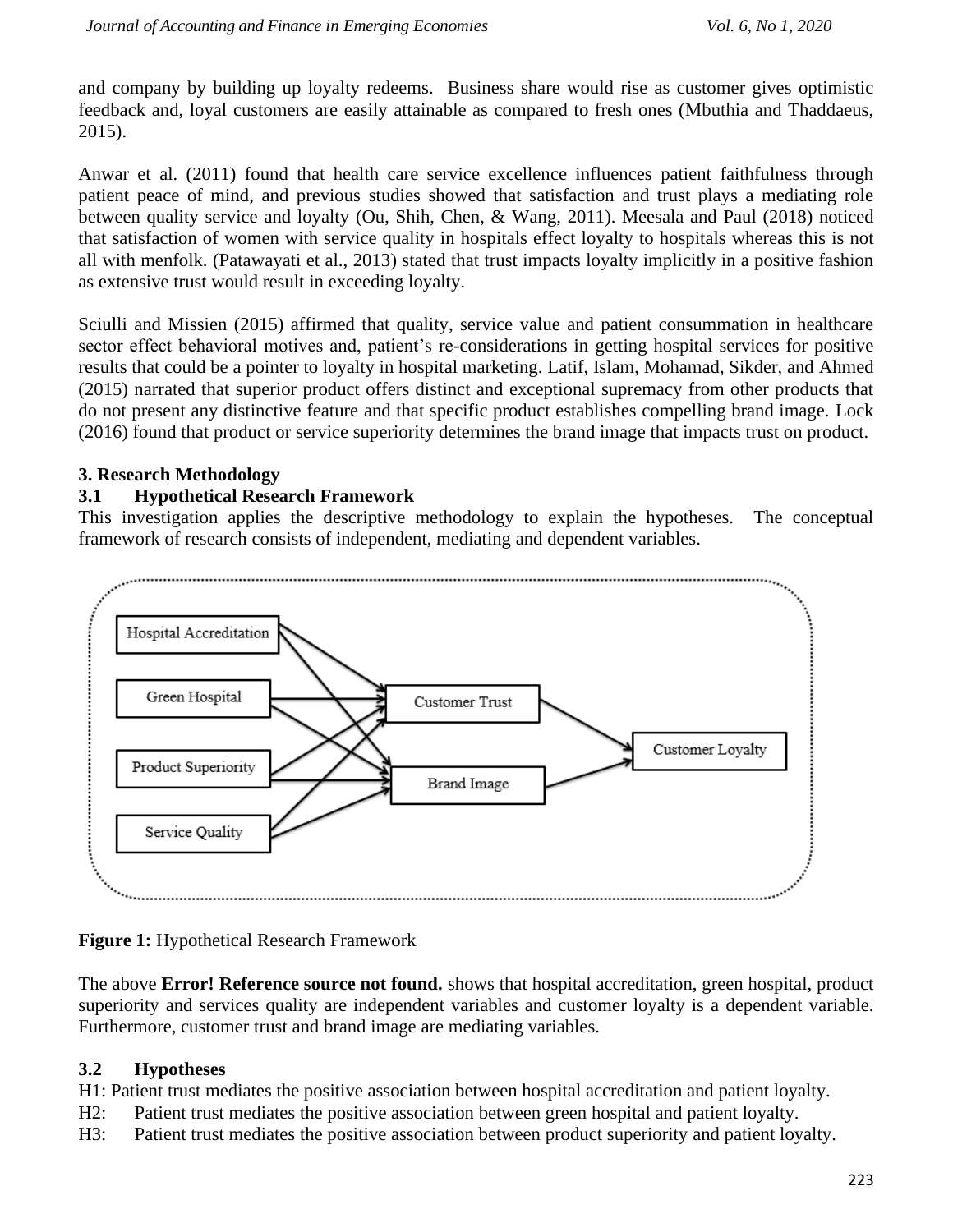and company by building up loyalty redeems. Business share would rise as customer gives optimistic feedback and, loyal customers are easily attainable as compared to fresh ones (Mbuthia and Thaddaeus, 2015).

Anwar et al. (2011) found that health care service excellence influences patient faithfulness through patient peace of mind, and previous studies showed that satisfaction and trust plays a mediating role between quality service and loyalty (Ou, Shih, Chen, & Wang, 2011). Meesala and Paul (2018) noticed that satisfaction of women with service quality in hospitals effect loyalty to hospitals whereas this is not all with menfolk. (Patawayati et al., 2013) stated that trust impacts loyalty implicitly in a positive fashion as extensive trust would result in exceeding loyalty.

Sciulli and Missien (2015) affirmed that quality, service value and patient consummation in healthcare sector effect behavioral motives and, patient's re-considerations in getting hospital services for positive results that could be a pointer to loyalty in hospital marketing. Latif, Islam, Mohamad, Sikder, and Ahmed (2015) narrated that superior product offers distinct and exceptional supremacy from other products that do not present any distinctive feature and that specific product establishes compelling brand image. Lock (2016) found that product or service superiority determines the brand image that impacts trust on product.

## 3. Research Methodology

### 3.1 Hypothetical Research Framework

This investigation applies the descriptive methodology to explain the hypotheses. The conceptual framework of research consists of independent, mediating and dependent variables.

**Figure 1:** Hypothetical Research Framework

The above **Error! Reference source not found.** shows that hospital accreditation, green hospital, product superiority and services quality are independent variables and customer loyalty is a dependent variable. Furthermore, customer trust and brand image are mediating variables.

### 3.2 Hypotheses

H1: Patient trust mediates the positive association between hospital accreditation and patient loyalty.

H2: Patient trust mediates the positive association between green hospital and patient loyalty.

H3: Patient trust mediates the positive association between product superiority and patient loyalty.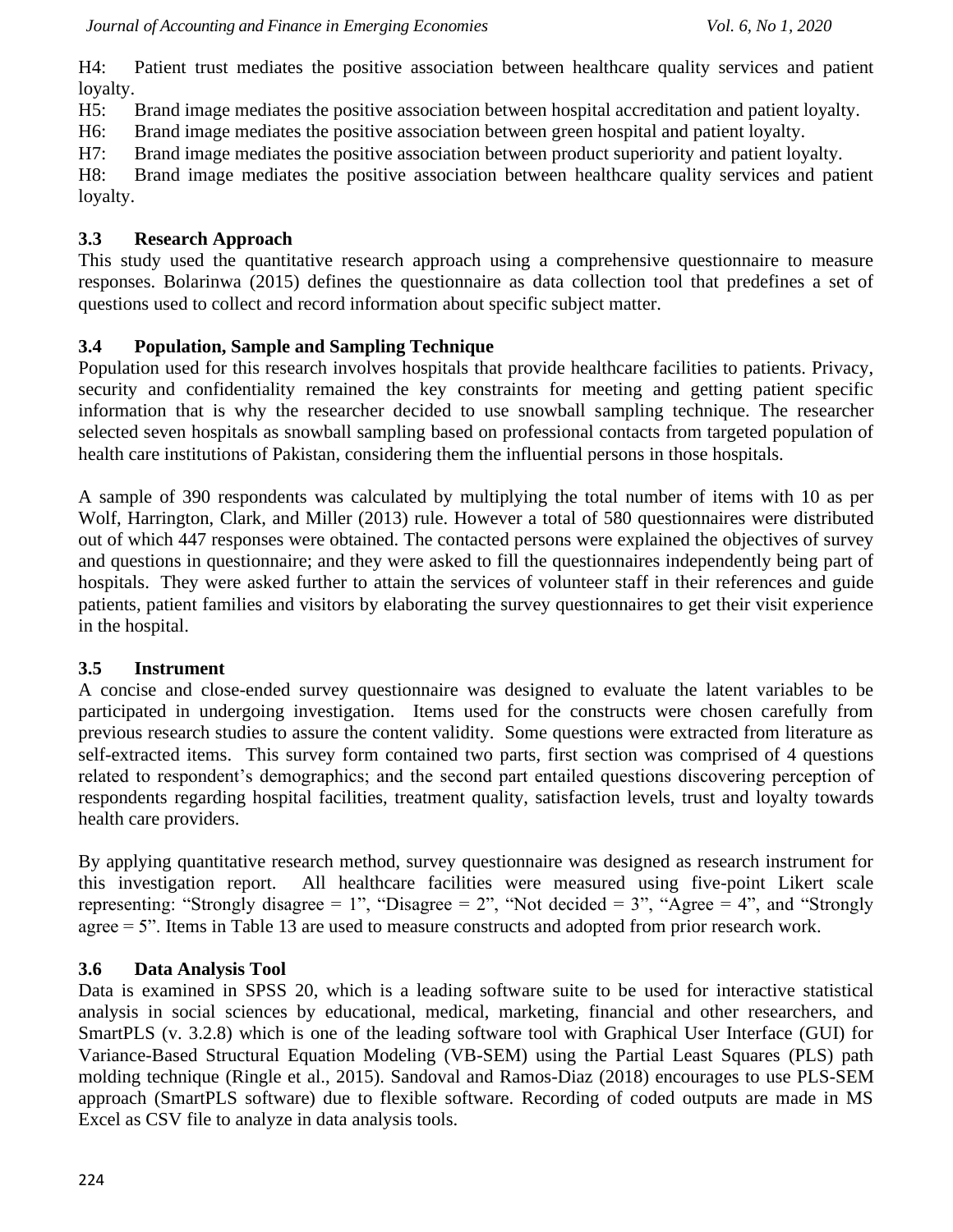H4: Patient trust mediates the positive association between healthcare quality services and patient loyalty.

H5: Brand image mediates the positive association between hospital accreditation and patient loyalty.

H6: Brand image mediates the positive association between green hospital and patient loyalty.

H7: Brand image mediates the positive association between product superiority and patient loyalty.

H8: Brand image mediates the positive association between healthcare quality services and patient loyalty.

### 3.3 Research Approach

This study used the quantitative research approach using a comprehensive questionnaire to measure responses. Bolarinwa (2015) defines the questionnaire as data collection tool that predefines a set of questions used to collect and record information about specific subject matter.

### 3.4 Population, Sample and Sampling Technique

Population used for this research involves hospitals that provide healthcare facilities to patients. Privacy, security and confidentiality remained the key constraints for meeting and getting patient specific information that is why the researcher decided to use snowball sampling technique. The researcher selected seven hospitals as snowball sampling based on professional contacts from targeted population of health care institutions of Pakistan, considering them the influential persons in those hospitals.

A sample of 390 respondents was calculated by multiplying the total number of items with 10 as per Wolf, Harrington, Clark, and Miller (2013) rule. However a total of 580 questionnaires were distributed out of which 447 responses were obtained. The contacted persons were explained the objectives of survey and questions in questionnaire; and they were asked to fill the questionnaires independently being part of hospitals. They were asked further to attain the services of volunteer staff in their references and guide patients, patient families and visitors by elaborating the survey questionnaires to get their visit experience in the hospital.

### 3.5 Instrument

A concise and close-ended survey questionnaire was designed to evaluate the latent variables to be participated in undergoing investigation. Items used for the constructs were chosen carefully from previous research studies to assure the content validity. Some questions were extracted from literature as self-extracted items. This survey form contained two parts, first section was comprised of 4 questions related to respondent's demographics; and the second part entailed questions discovering perception of respondents regarding hospital facilities, treatment quality, satisfaction levels, trust and loyalty towards health care providers.

By applying quantitative research method, survey questionnaire was designed as research instrument for this investigation report. All healthcare facilities were measured using five-point Likert scale representing: "Strongly disagree = 1", "Disagree = 2", "Not decided = 3", "Agree = 4", and "Strongly agree = 5". Items in Table 13 are used to measure constructs and adopted from prior research work.

### 3.6 Data Analysis Tool

Data is examined in SPSS 20, which is a leading software suite to be used for interactive statistical analysis in social sciences by educational, medical, marketing, financial and other researchers, and SmartPLS (v. 3.2.8) which is one of the leading software tool with Graphical User Interface (GUI) for Variance-Based Structural Equation Modeling (VB-SEM) using the Partial Least Squares (PLS) path molding technique (Ringle et al., 2015). Sandoval and Ramos-Diaz (2018) encourages to use PLS-SEM approach (SmartPLS software) due to flexible software. Recording of coded outputs are made in MS Excel as CSV file to analyze in data analysis tools.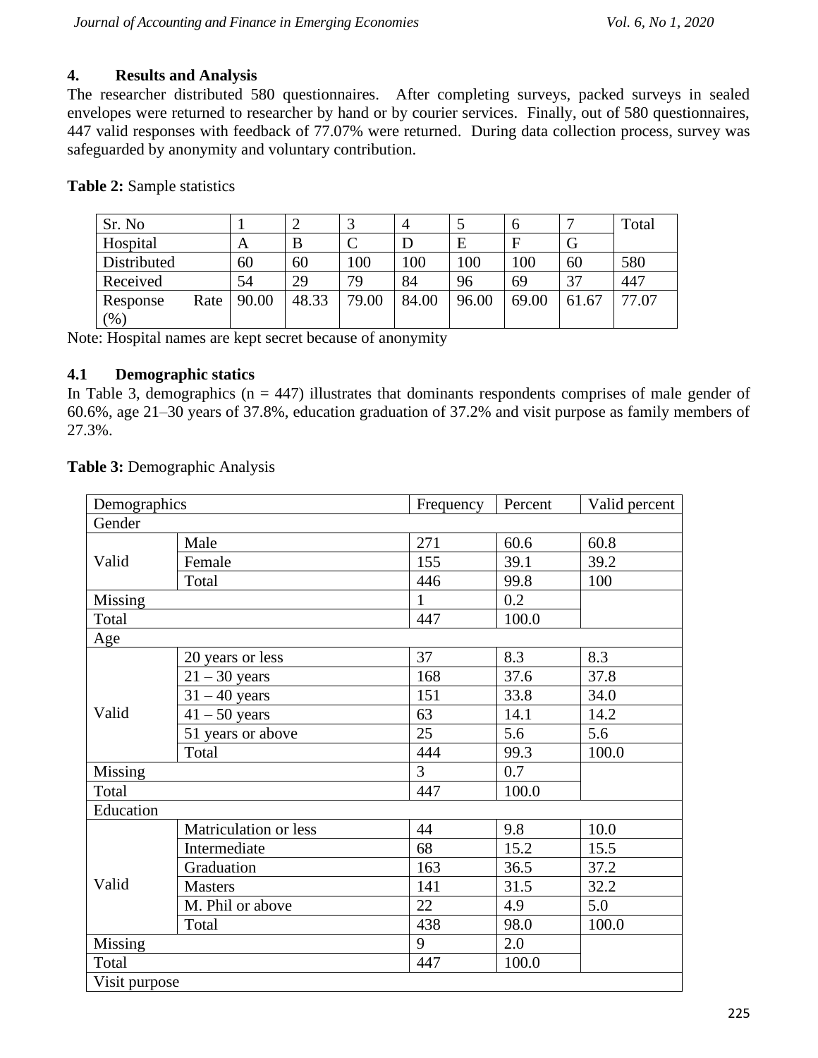## 4. Results and Analysis

The researcher distributed 580 questionnaires. After completing surveys, packed surveys in sealed envelopes were returned to researcher by hand or by courier services. Finally, out of 580 questionnaires, 447 valid responses with feedback of 77.07% were returned. During data collection process, survey was safeguarded by anonymity and voluntary contribution.

**Table 2:** Sample statistics

| Sr. No | 1 | 2 | 3 | 4 | 5 | 6 | 7 | Total |
|---|---|---|---|---|---|---|---|---|
| Hospital | A | B | C | D | E | F | G | |
| Distributed | 60 | 60 | 100 | 100 | 100 | 100 | 60 | 580 |
| Received | 54 | 29 | 79 | 84 | 96 | 69 | 37 | 447 |
| Response Rate (%) | 90.00 | 48.33 | 79.00 | 84.00 | 96.00 | 69.00 | 61.67 | 77.07 |

Note: Hospital names are kept secret because of anonymity

### 4.1 Demographic statics

In Table 3, demographics (n = 447) illustrates that dominants respondents comprises of male gender of 60.6%, age 21–30 years of 37.8%, education graduation of 37.2% and visit purpose as family members of 27.3%.

**Table 3:** Demographic Analysis

| Demographics | | Frequency | Percent | Valid percent |
|---|---|---|---|---|
| Gender | | | | |
| Valid | Male | 271 | 60.6 | 60.8 |
| | Female | 155 | 39.1 | 39.2 |
| | Total | 446 | 99.8 | 100 |
| Missing | | 1 | 0.2 | |
| Total | | 447 | 100.0 | |
| Age | | | | |
| Valid | 20 years or less | 37 | 8.3 | 8.3 |
| | 21 – 30 years | 168 | 37.6 | 37.8 |
| | 31 – 40 years | 151 | 33.8 | 34.0 |
| | 41 – 50 years | 63 | 14.1 | 14.2 |
| | 51 years or above | 25 | 5.6 | 5.6 |
| | Total | 444 | 99.3 | 100.0 |
| Missing | | 3 | 0.7 | |
| Total | | 447 | 100.0 | |
| Education | | | | |
| Valid | Matriculation or less | 44 | 9.8 | 10.0 |
| | Intermediate | 68 | 15.2 | 15.5 |
| | Graduation | 163 | 36.5 | 37.2 |
| | Masters | 141 | 31.5 | 32.2 |
| | M. Phil or above | 22 | 4.9 | 5.0 |
| | Total | 438 | 98.0 | 100.0 |
| Missing | | 9 | 2.0 | |
| Total | | 447 | 100.0 | |
| Visit purpose | | | | |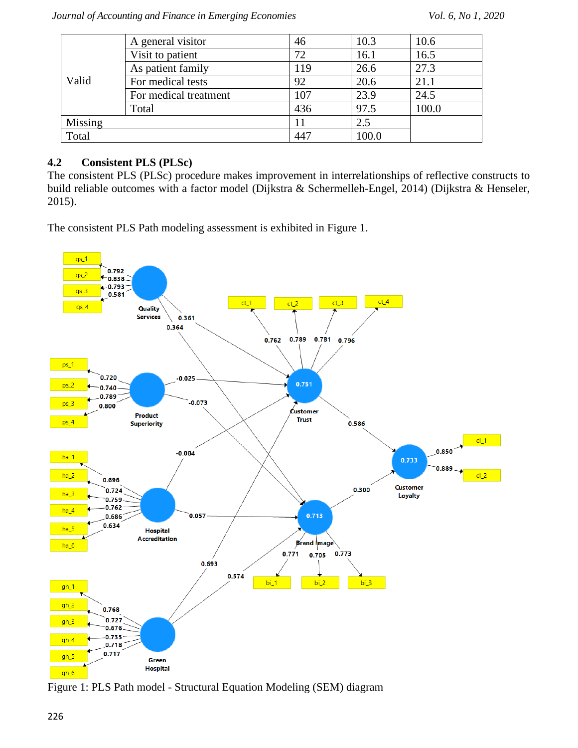| | | | | |
|---|---|---|---|---|
| Valid | A general visitor | 46 | 10.3 | 10.6 |
| | Visit to patient | 72 | 16.1 | 16.5 |
| | As patient family | 119 | 26.6 | 27.3 |
| | For medical tests | 92 | 20.6 | 21.1 |
| | For medical treatment | 107 | 23.9 | 24.5 |
| | Total | 436 | 97.5 | 100.0 |
| Missing | | 11 | 2.5 | |
| Total | | 447 | 100.0 | |

## 4.2 Consistent PLS (PLSc)

The consistent PLS (PLSc) procedure makes improvement in interrelationships of reflective constructs to build reliable outcomes with a factor model (Dijkstra & Schermelleh-Engel, 2014) (Dijkstra & Henseler, 2015).

The consistent PLS Path modeling assessment is exhibited in Figure 1.

Figure 1: PLS Path model - Structural Equation Modeling (SEM) diagram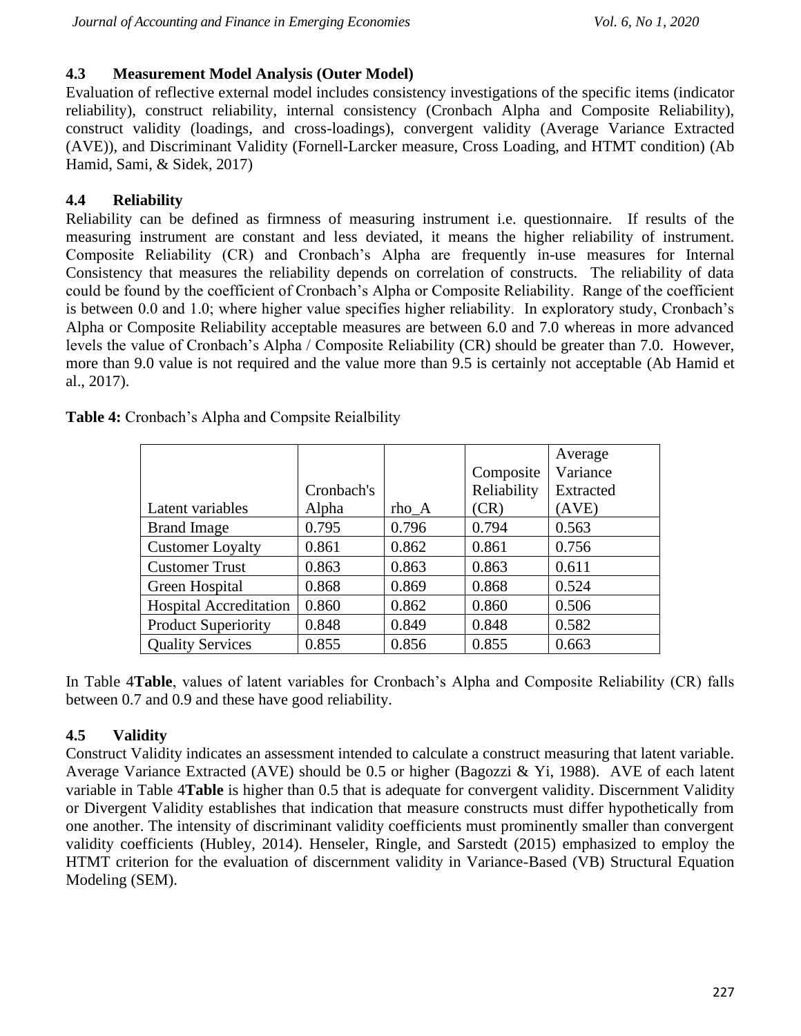## 4.3 Measurement Model Analysis (Outer Model)

Evaluation of reflective external model includes consistency investigations of the specific items (indicator reliability), construct reliability, internal consistency (Cronbach Alpha and Composite Reliability), construct validity (loadings, and cross-loadings), convergent validity (Average Variance Extracted (AVE)), and Discriminant Validity (Fornell-Larcker measure, Cross Loading, and HTMT condition) (Ab Hamid, Sami, & Sidek, 2017)

## 4.4 Reliability

Reliability can be defined as firmness of measuring instrument i.e. questionnaire. If results of the measuring instrument are constant and less deviated, it means the higher reliability of instrument. Composite Reliability (CR) and Cronbach's Alpha are frequently in-use measures for Internal Consistency that measures the reliability depends on correlation of constructs. The reliability of data could be found by the coefficient of Cronbach's Alpha or Composite Reliability. Range of the coefficient is between 0.0 and 1.0; where higher value specifies higher reliability. In exploratory study, Cronbach's Alpha or Composite Reliability acceptable measures are between 6.0 and 7.0 whereas in more advanced levels the value of Cronbach's Alpha / Composite Reliability (CR) should be greater than 7.0. However, more than 9.0 value is not required and the value more than 9.5 is certainly not acceptable (Ab Hamid et al., 2017).

**Table 4:** Cronbach's Alpha and Compsite Reialbility

| Latent variables | Cronbach's Alpha | rho_A | Composite Reliability (CR) | Average Variance Extracted (AVE) |
|---|---|---|---|---|
| Brand Image | 0.795 | 0.796 | 0.794 | 0.563 |
| Customer Loyalty | 0.861 | 0.862 | 0.861 | 0.756 |
| Customer Trust | 0.863 | 0.863 | 0.863 | 0.611 |
| Green Hospital | 0.868 | 0.869 | 0.868 | 0.524 |
| Hospital Accreditation | 0.860 | 0.862 | 0.860 | 0.506 |
| Product Superiority | 0.848 | 0.849 | 0.848 | 0.582 |
| Quality Services | 0.855 | 0.856 | 0.855 | 0.663 |

In Table 4**Table**, values of latent variables for Cronbach's Alpha and Composite Reliability (CR) falls between 0.7 and 0.9 and these have good reliability.

## 4.5 Validity

Construct Validity indicates an assessment intended to calculate a construct measuring that latent variable. Average Variance Extracted (AVE) should be 0.5 or higher (Bagozzi & Yi, 1988). AVE of each latent variable in Table 4**Table** is higher than 0.5 that is adequate for convergent validity. Discernment Validity or Divergent Validity establishes that indication that measure constructs must differ hypothetically from one another. The intensity of discriminant validity coefficients must prominently smaller than convergent validity coefficients (Hubley, 2014). Henseler, Ringle, and Sarstedt (2015) emphasized to employ the HTMT criterion for the evaluation of discernment validity in Variance-Based (VB) Structural Equation Modeling (SEM).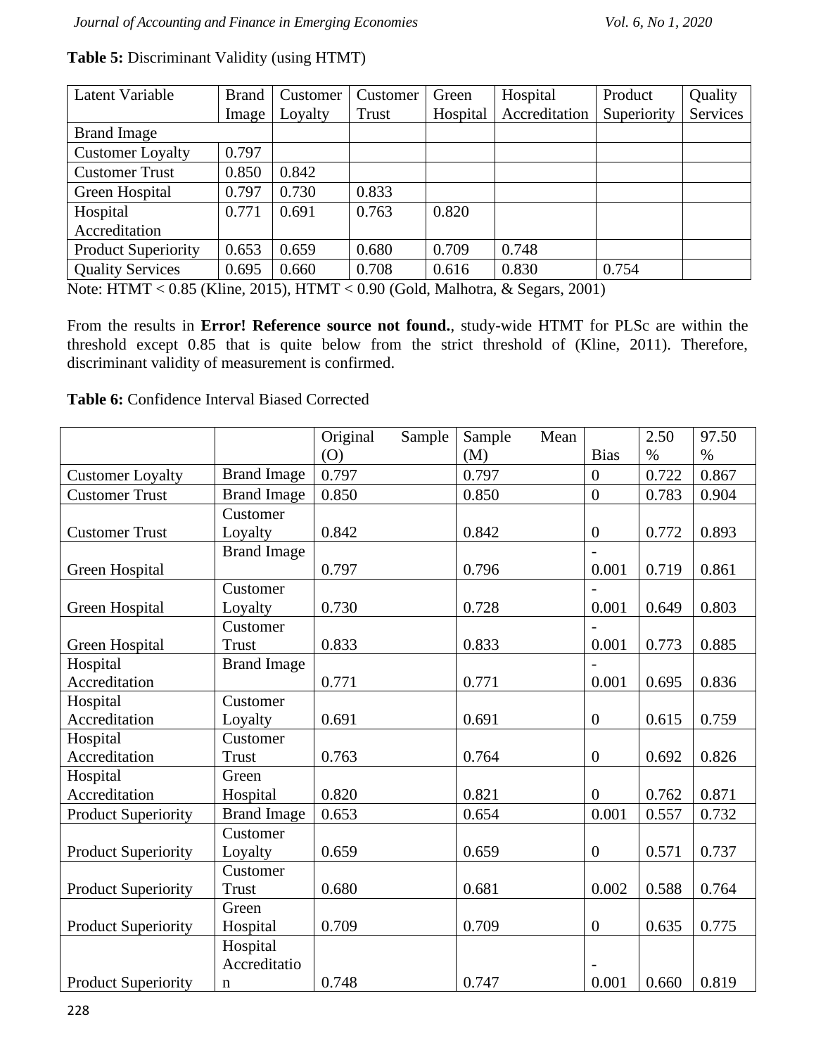**Table 5:** Discriminant Validity (using HTMT)

| Latent Variable | Brand Image | Customer Loyalty | Customer Trust | Green Hospital | Hospital Accreditation | Product Superiority | Quality Services |
|---|---|---|---|---|---|---|---|
| Brand Image | | | | | | | |
| Customer Loyalty | 0.797 | | | | | | |
| Customer Trust | 0.850 | 0.842 | | | | | |
| Green Hospital | 0.797 | 0.730 | 0.833 | | | | |
| Hospital Accreditation | 0.771 | 0.691 | 0.763 | 0.820 | | | |
| Product Superiority | 0.653 | 0.659 | 0.680 | 0.709 | 0.748 | | |
| Quality Services | 0.695 | 0.660 | 0.708 | 0.616 | 0.830 | 0.754 | |

Note: HTMT < 0.85 (Kline, 2015), HTMT < 0.90 (Gold, Malhotra, & Segars, 2001)

From the results in **Error! Reference source not found.**, study-wide HTMT for PLSc are within the threshold except 0.85 that is quite below from the strict threshold of (Kline, 2011). Therefore, discriminant validity of measurement is confirmed.

**Table 6:** Confidence Interval Biased Corrected

| | | Original Sample (O) | Sample Mean (M) | Bias | 2.50 % | 97.50 % |
|---|---|---|---|---|---|---|
| Customer Loyalty | Brand Image | 0.797 | 0.797 | 0 | 0.722 | 0.867 |
| Customer Trust | Brand Image | 0.850 | 0.850 | 0 | 0.783 | 0.904 |
| Customer Trust | Customer Loyalty | 0.842 | 0.842 | 0 | 0.772 | 0.893 |
| Green Hospital | Brand Image | 0.797 | 0.796 | -0.001 | 0.719 | 0.861 |
| Green Hospital | Customer Loyalty | 0.730 | 0.728 | -0.001 | 0.649 | 0.803 |
| Green Hospital | Customer Trust | 0.833 | 0.833 | -0.001 | 0.773 | 0.885 |
| Hospital Accreditation | Brand Image | 0.771 | 0.771 | -0.001 | 0.695 | 0.836 |
| Hospital Accreditation | Customer Loyalty | 0.691 | 0.691 | 0 | 0.615 | 0.759 |
| Hospital Accreditation | Customer Trust | 0.763 | 0.764 | 0 | 0.692 | 0.826 |
| Hospital Accreditation | Green Hospital | 0.820 | 0.821 | 0 | 0.762 | 0.871 |
| Product Superiority | Brand Image | 0.653 | 0.654 | 0.001 | 0.557 | 0.732 |
| Product Superiority | Customer Loyalty | 0.659 | 0.659 | 0 | 0.571 | 0.737 |
| Product Superiority | Customer Trust | 0.680 | 0.681 | 0.002 | 0.588 | 0.764 |
| Product Superiority | Green Hospital | 0.709 | 0.709 | 0 | 0.635 | 0.775 |
| Product Superiority | Hospital Accreditation | 0.748 | 0.747 | -0.001 | 0.660 | 0.819 |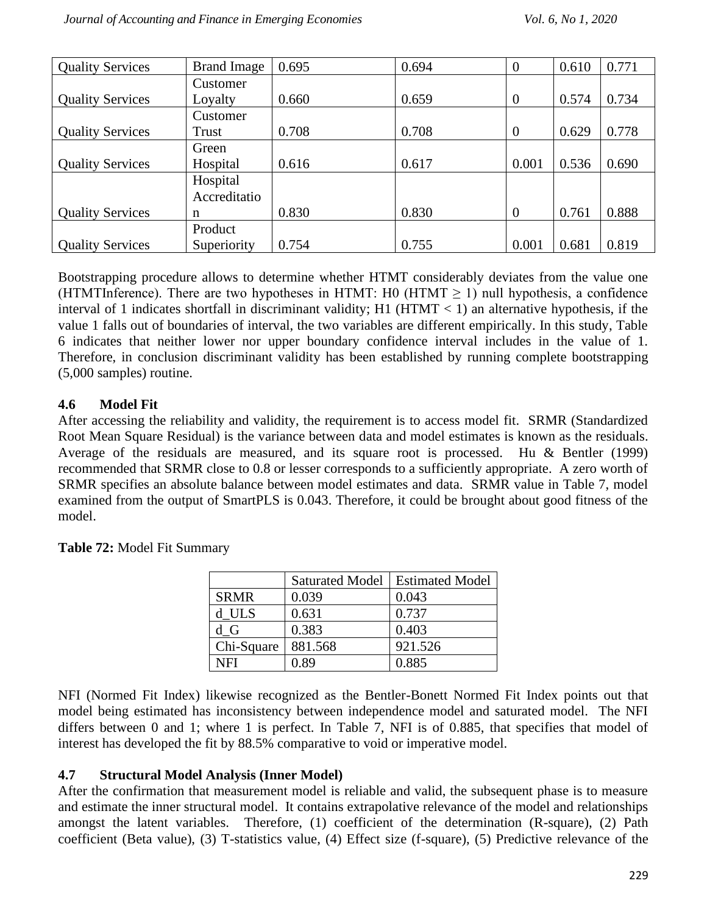| Quality Services | Brand Image | 0.695 | 0.694 | 0 | 0.610 | 0.771 |
|---|---|---|---|---|---|---|
| Quality Services | Customer Loyalty | 0.660 | 0.659 | 0 | 0.574 | 0.734 |
| Quality Services | Customer Trust | 0.708 | 0.708 | 0 | 0.629 | 0.778 |
| Quality Services | Green Hospital | 0.616 | 0.617 | 0.001 | 0.536 | 0.690 |
| Quality Services | Hospital Accreditation | 0.830 | 0.830 | 0 | 0.761 | 0.888 |
| Quality Services | Product Superiority | 0.754 | 0.755 | 0.001 | 0.681 | 0.819 |

Bootstrapping procedure allows to determine whether HTMT considerably deviates from the value one (HTMTInference). There are two hypotheses in HTMT: H0 (HTMT ≥ 1) null hypothesis, a confidence interval of 1 indicates shortfall in discriminant validity; H1 (HTMT < 1) an alternative hypothesis, if the value 1 falls out of boundaries of interval, the two variables are different empirically. In this study, Table 6 indicates that neither lower nor upper boundary confidence interval includes in the value of 1. Therefore, in conclusion discriminant validity has been established by running complete bootstrapping (5,000 samples) routine.

### 4.6 Model Fit

After accessing the reliability and validity, the requirement is to access model fit. SRMR (Standardized Root Mean Square Residual) is the variance between data and model estimates is known as the residuals. Average of the residuals are measured, and its square root is processed. Hu & Bentler (1999) recommended that SRMR close to 0.8 or lesser corresponds to a sufficiently appropriate. A zero worth of SRMR specifies an absolute balance between model estimates and data. SRMR value in Table 7, model examined from the output of SmartPLS is 0.043. Therefore, it could be brought about good fitness of the model.

**Table 72:** Model Fit Summary

| | Saturated Model | Estimated Model |
|---|---|---|
| SRMR | 0.039 | 0.043 |
| d_ULS | 0.631 | 0.737 |
| d_G | 0.383 | 0.403 |
| Chi-Square | 881.568 | 921.526 |
| NFI | 0.89 | 0.885 |

NFI (Normed Fit Index) likewise recognized as the Bentler-Bonett Normed Fit Index points out that model being estimated has inconsistency between independence model and saturated model. The NFI differs between 0 and 1; where 1 is perfect. In Table 7, NFI is of 0.885, that specifies that model of interest has developed the fit by 88.5% comparative to void or imperative model.

### 4.7 Structural Model Analysis (Inner Model)

After the confirmation that measurement model is reliable and valid, the subsequent phase is to measure and estimate the inner structural model. It contains extrapolative relevance of the model and relationships amongst the latent variables. Therefore, (1) coefficient of the determination (R-square), (2) Path coefficient (Beta value), (3) T-statistics value, (4) Effect size (f-square), (5) Predictive relevance of the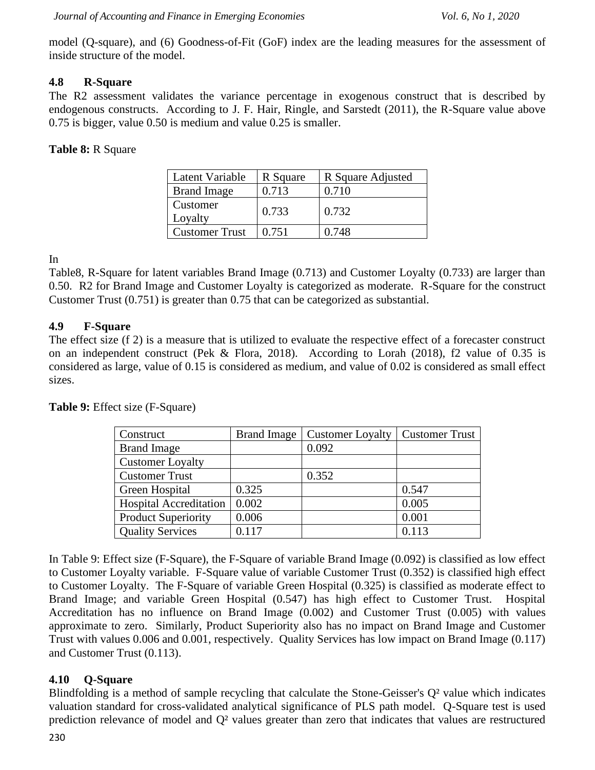model (Q-square), and (6) Goodness-of-Fit (GoF) index are the leading measures for the assessment of inside structure of the model.

### 4.8 R-Square

The R2 assessment validates the variance percentage in exogenous construct that is described by endogenous constructs. According to J. F. Hair, Ringle, and Sarstedt (2011), the R-Square value above 0.75 is bigger, value 0.50 is medium and value 0.25 is smaller.

**Table 8:** R Square

| Latent Variable | R Square | R Square Adjusted |
|---|---|---|
| Brand Image | 0.713 | 0.710 |
| Customer Loyalty | 0.733 | 0.732 |
| Customer Trust | 0.751 | 0.748 |

In Table8, R-Square for latent variables Brand Image (0.713) and Customer Loyalty (0.733) are larger than 0.50. R2 for Brand Image and Customer Loyalty is categorized as moderate. R-Square for the construct Customer Trust (0.751) is greater than 0.75 that can be categorized as substantial.

### 4.9 F-Square

The effect size (f 2) is a measure that is utilized to evaluate the respective effect of a forecaster construct on an independent construct (Pek & Flora, 2018). According to Lorah (2018), f2 value of 0.35 is considered as large, value of 0.15 is considered as medium, and value of 0.02 is considered as small effect sizes.

**Table 9:** Effect size (F-Square)

| Construct | Brand Image | Customer Loyalty | Customer Trust |
|---|---|---|---|
| Brand Image | | 0.092 | |
| Customer Loyalty | | | |
| Customer Trust | | 0.352 | |
| Green Hospital | 0.325 | | 0.547 |
| Hospital Accreditation | 0.002 | | 0.005 |
| Product Superiority | 0.006 | | 0.001 |
| Quality Services | 0.117 | | 0.113 |

In Table 9: Effect size (F-Square), the F-Square of variable Brand Image (0.092) is classified as low effect to Customer Loyalty variable. F-Square value of variable Customer Trust (0.352) is classified high effect to Customer Loyalty. The F-Square of variable Green Hospital (0.325) is classified as moderate effect to Brand Image; and variable Green Hospital (0.547) has high effect to Customer Trust. Hospital Accreditation has no influence on Brand Image (0.002) and Customer Trust (0.005) with values approximate to zero. Similarly, Product Superiority also has no impact on Brand Image and Customer Trust with values 0.006 and 0.001, respectively. Quality Services has low impact on Brand Image (0.117) and Customer Trust (0.113).

### 4.10 Q-Square

Blindfolding is a method of sample recycling that calculate the Stone-Geisser's Q² value which indicates valuation standard for cross-validated analytical significance of PLS path model. Q-Square test is used prediction relevance of model and Q² values greater than zero that indicates that values are restructured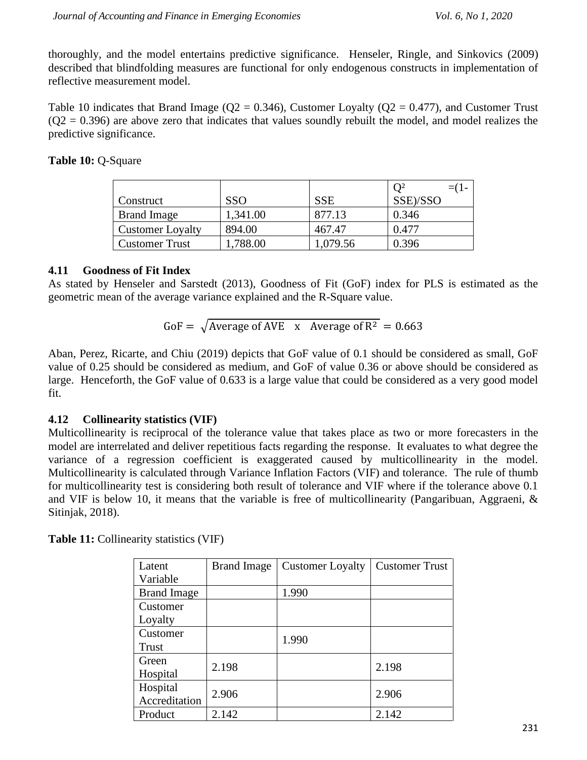thoroughly, and the model entertains predictive significance. Henseler, Ringle, and Sinkovics (2009) described that blindfolding measures are functional for only endogenous constructs in implementation of reflective measurement model.

Table 10 indicates that Brand Image (Q2 = 0.346), Customer Loyalty (Q2 = 0.477), and Customer Trust (Q2 = 0.396) are above zero that indicates that values soundly rebuilt the model, and model realizes the predictive significance.

**Table 10:** Q-Square

| Construct | SSO | SSE | $Q^2$ =(1-SSE)/SSO |
|---|---|---|---|
| Brand Image | 1,341.00 | 877.13 | 0.346 |
| Customer Loyalty | 894.00 | 467.47 | 0.477 |
| Customer Trust | 1,788.00 | 1,079.56 | 0.396 |

### 4.11 Goodness of Fit Index

As stated by Henseler and Sarstedt (2013), Goodness of Fit (GoF) index for PLS is estimated as the geometric mean of the average variance explained and the R-Square value.

$$\text{GoF} = \sqrt{\text{Average of AVE} \quad \text{x} \quad \text{Average of } \text{R}^2} = 0.663$$

Aban, Perez, Ricarte, and Chiu (2019) depicts that GoF value of 0.1 should be considered as small, GoF value of 0.25 should be considered as medium, and GoF of value 0.36 or above should be considered as large. Henceforth, the GoF value of 0.633 is a large value that could be considered as a very good model fit.

### 4.12 Collinearity statistics (VIF)

Multicollinearity is reciprocal of the tolerance value that takes place as two or more forecasters in the model are interrelated and deliver repetitious facts regarding the response. It evaluates to what degree the variance of a regression coefficient is exaggerated caused by multicollinearity in the model. Multicollinearity is calculated through Variance Inflation Factors (VIF) and tolerance. The rule of thumb for multicollinearity test is considering both result of tolerance and VIF where if the tolerance above 0.1 and VIF is below 10, it means that the variable is free of multicollinearity (Pangaribuan, Aggraeni, & Sitinjak, 2018).

**Table 11:** Collinearity statistics (VIF)

| Latent Variable | Brand Image | Customer Loyalty | Customer Trust |
|---|---|---|---|
| Brand Image | | 1.990 | |
| Customer Loyalty | | | |
| Customer Trust | | 1.990 | |
| Green Hospital | 2.198 | | 2.198 |
| Hospital Accreditation | 2.906 | | 2.906 |
| Product | 2.142 | | 2.142 |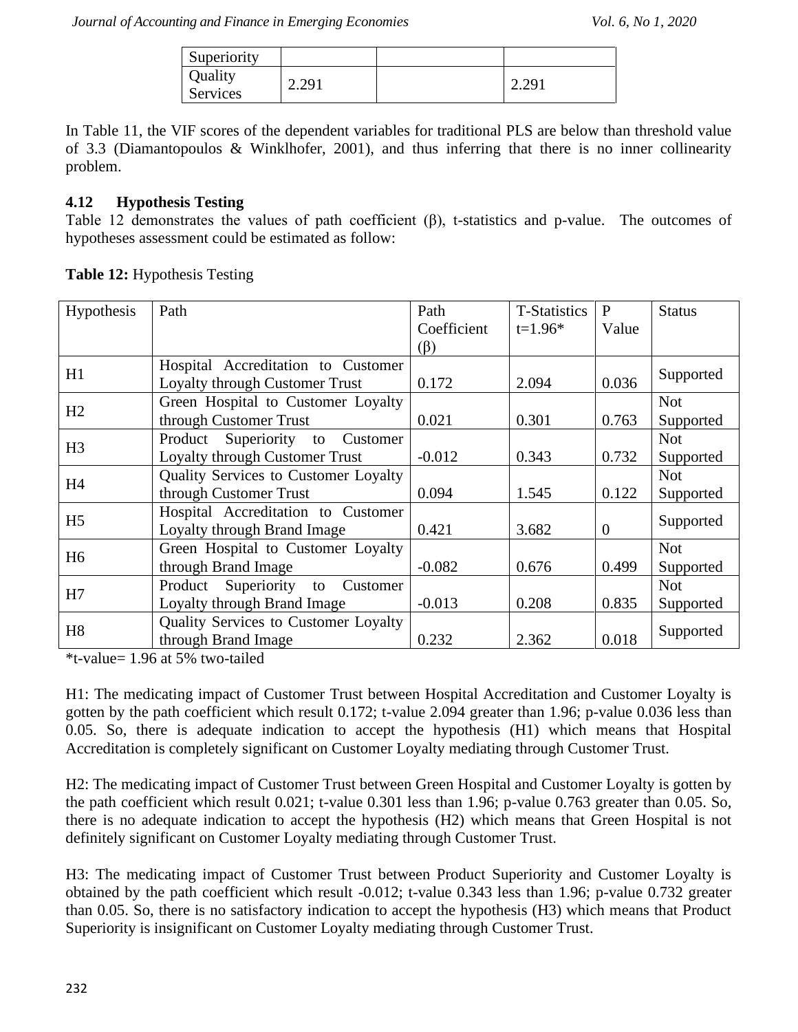| Superiority | | | |
|---|---|---|---|
| Quality Services | 2.291 | | 2.291 |

In Table 11, the VIF scores of the dependent variables for traditional PLS are below than threshold value of 3.3 (Diamantopoulos & Winklhofer, 2001), and thus inferring that there is no inner collinearity problem.

### 4.12 Hypothesis Testing

Table 12 demonstrates the values of path coefficient (β), t-statistics and p-value. The outcomes of hypotheses assessment could be estimated as follow:

**Table 12:** Hypothesis Testing

| Hypothesis | Path | Path Coefficient (β) | T-Statistics t=1.96* | P Value | Status |
|---|---|---|---|---|---|
| H1 | Hospital Accreditation to Customer Loyalty through Customer Trust | 0.172 | 2.094 | 0.036 | Supported |
| H2 | Green Hospital to Customer Loyalty through Customer Trust | 0.021 | 0.301 | 0.763 | Not Supported |
| H3 | Product Superiority to Customer Loyalty through Customer Trust | -0.012 | 0.343 | 0.732 | Not Supported |
| H4 | Quality Services to Customer Loyalty through Customer Trust | 0.094 | 1.545 | 0.122 | Not Supported |
| H5 | Hospital Accreditation to Customer Loyalty through Brand Image | 0.421 | 3.682 | 0 | Supported |
| H6 | Green Hospital to Customer Loyalty through Brand Image | -0.082 | 0.676 | 0.499 | Not Supported |
| H7 | Product Superiority to Customer Loyalty through Brand Image | -0.013 | 0.208 | 0.835 | Not Supported |
| H8 | Quality Services to Customer Loyalty through Brand Image | 0.232 | 2.362 | 0.018 | Supported |

*t-value= 1.96 at 5% two-tailed

H1: The medicating impact of Customer Trust between Hospital Accreditation and Customer Loyalty is gotten by the path coefficient which result 0.172; t-value 2.094 greater than 1.96; p-value 0.036 less than 0.05. So, there is adequate indication to accept the hypothesis (H1) which means that Hospital Accreditation is completely significant on Customer Loyalty mediating through Customer Trust.

H2: The medicating impact of Customer Trust between Green Hospital and Customer Loyalty is gotten by the path coefficient which result 0.021; t-value 0.301 less than 1.96; p-value 0.763 greater than 0.05. So, there is no adequate indication to accept the hypothesis (H2) which means that Green Hospital is not definitely significant on Customer Loyalty mediating through Customer Trust.

H3: The medicating impact of Customer Trust between Product Superiority and Customer Loyalty is obtained by the path coefficient which result -0.012; t-value 0.343 less than 1.96; p-value 0.732 greater than 0.05. So, there is no satisfactory indication to accept the hypothesis (H3) which means that Product Superiority is insignificant on Customer Loyalty mediating through Customer Trust.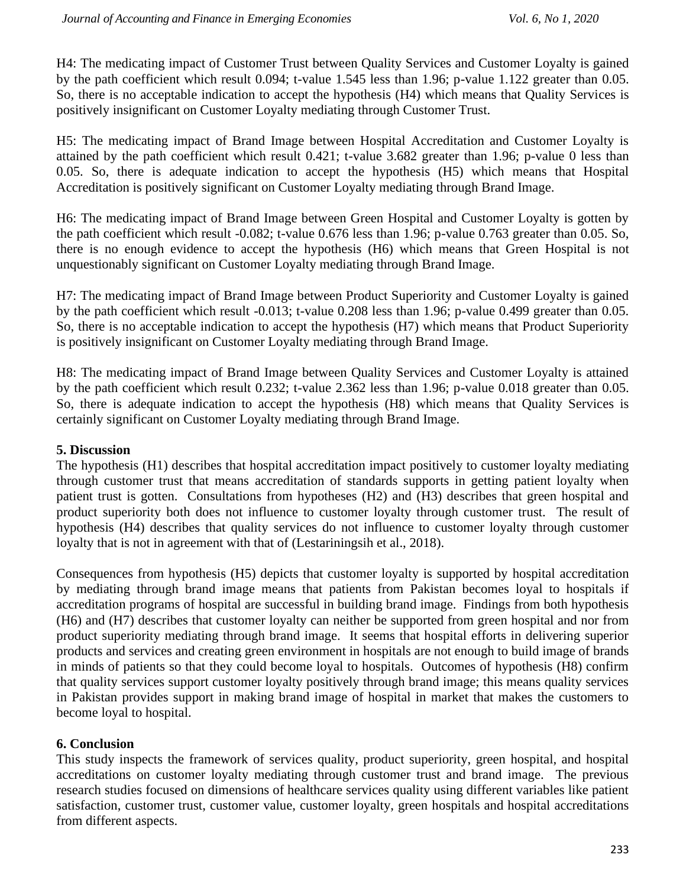H4: The medicating impact of Customer Trust between Quality Services and Customer Loyalty is gained by the path coefficient which result 0.094; t-value 1.545 less than 1.96; p-value 1.122 greater than 0.05. So, there is no acceptable indication to accept the hypothesis (H4) which means that Quality Services is positively insignificant on Customer Loyalty mediating through Customer Trust.

H5: The medicating impact of Brand Image between Hospital Accreditation and Customer Loyalty is attained by the path coefficient which result 0.421; t-value 3.682 greater than 1.96; p-value 0 less than 0.05. So, there is adequate indication to accept the hypothesis (H5) which means that Hospital Accreditation is positively significant on Customer Loyalty mediating through Brand Image.

H6: The medicating impact of Brand Image between Green Hospital and Customer Loyalty is gotten by the path coefficient which result -0.082; t-value 0.676 less than 1.96; p-value 0.763 greater than 0.05. So, there is no enough evidence to accept the hypothesis (H6) which means that Green Hospital is not unquestionably significant on Customer Loyalty mediating through Brand Image.

H7: The medicating impact of Brand Image between Product Superiority and Customer Loyalty is gained by the path coefficient which result -0.013; t-value 0.208 less than 1.96; p-value 0.499 greater than 0.05. So, there is no acceptable indication to accept the hypothesis (H7) which means that Product Superiority is positively insignificant on Customer Loyalty mediating through Brand Image.

H8: The medicating impact of Brand Image between Quality Services and Customer Loyalty is attained by the path coefficient which result 0.232; t-value 2.362 less than 1.96; p-value 0.018 greater than 0.05. So, there is adequate indication to accept the hypothesis (H8) which means that Quality Services is certainly significant on Customer Loyalty mediating through Brand Image.

## 5. Discussion

The hypothesis (H1) describes that hospital accreditation impact positively to customer loyalty mediating through customer trust that means accreditation of standards supports in getting patient loyalty when patient trust is gotten. Consultations from hypotheses (H2) and (H3) describes that green hospital and product superiority both does not influence to customer loyalty through customer trust. The result of hypothesis (H4) describes that quality services do not influence to customer loyalty through customer loyalty that is not in agreement with that of (Lestariningsih et al., 2018).

Consequences from hypothesis (H5) depicts that customer loyalty is supported by hospital accreditation by mediating through brand image means that patients from Pakistan becomes loyal to hospitals if accreditation programs of hospital are successful in building brand image. Findings from both hypothesis (H6) and (H7) describes that customer loyalty can neither be supported from green hospital and nor from product superiority mediating through brand image. It seems that hospital efforts in delivering superior products and services and creating green environment in hospitals are not enough to build image of brands in minds of patients so that they could become loyal to hospitals. Outcomes of hypothesis (H8) confirm that quality services support customer loyalty positively through brand image; this means quality services in Pakistan provides support in making brand image of hospital in market that makes the customers to become loyal to hospital.

## 6. Conclusion

This study inspects the framework of services quality, product superiority, green hospital, and hospital accreditations on customer loyalty mediating through customer trust and brand image. The previous research studies focused on dimensions of healthcare services quality using different variables like patient satisfaction, customer trust, customer value, customer loyalty, green hospitals and hospital accreditations from different aspects.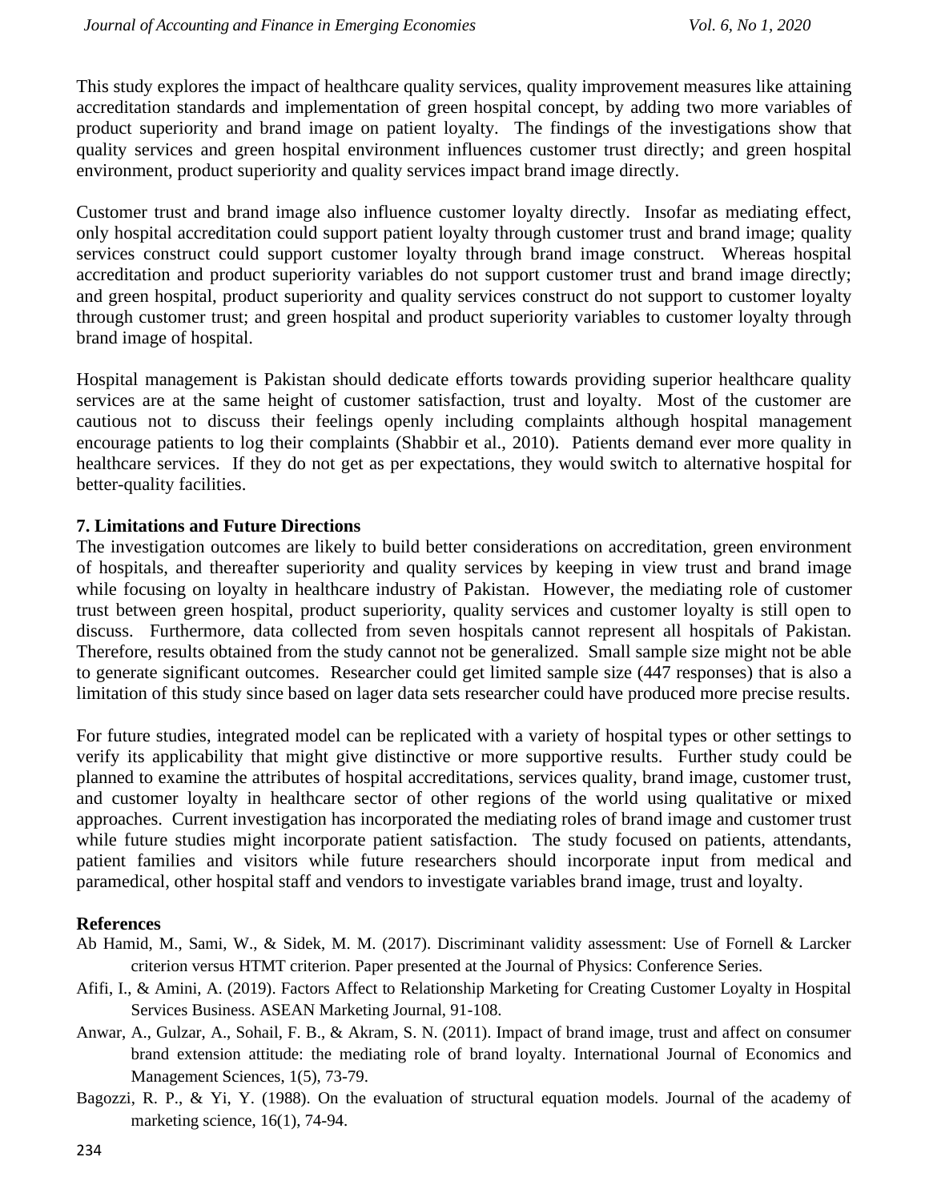This study explores the impact of healthcare quality services, quality improvement measures like attaining accreditation standards and implementation of green hospital concept, by adding two more variables of product superiority and brand image on patient loyalty. The findings of the investigations show that quality services and green hospital environment influences customer trust directly; and green hospital environment, product superiority and quality services impact brand image directly.

Customer trust and brand image also influence customer loyalty directly. Insofar as mediating effect, only hospital accreditation could support patient loyalty through customer trust and brand image; quality services construct could support customer loyalty through brand image construct. Whereas hospital accreditation and product superiority variables do not support customer trust and brand image directly; and green hospital, product superiority and quality services construct do not support to customer loyalty through customer trust; and green hospital and product superiority variables to customer loyalty through brand image of hospital.

Hospital management is Pakistan should dedicate efforts towards providing superior healthcare quality services are at the same height of customer satisfaction, trust and loyalty. Most of the customer are cautious not to discuss their feelings openly including complaints although hospital management encourage patients to log their complaints (Shabbir et al., 2010). Patients demand ever more quality in healthcare services. If they do not get as per expectations, they would switch to alternative hospital for better-quality facilities.

## 7. Limitations and Future Directions

The investigation outcomes are likely to build better considerations on accreditation, green environment of hospitals, and thereafter superiority and quality services by keeping in view trust and brand image while focusing on loyalty in healthcare industry of Pakistan. However, the mediating role of customer trust between green hospital, product superiority, quality services and customer loyalty is still open to discuss. Furthermore, data collected from seven hospitals cannot represent all hospitals of Pakistan. Therefore, results obtained from the study cannot not be generalized. Small sample size might not be able to generate significant outcomes. Researcher could get limited sample size (447 responses) that is also a limitation of this study since based on lager data sets researcher could have produced more precise results.

For future studies, integrated model can be replicated with a variety of hospital types or other settings to verify its applicability that might give distinctive or more supportive results. Further study could be planned to examine the attributes of hospital accreditations, services quality, brand image, customer trust, and customer loyalty in healthcare sector of other regions of the world using qualitative or mixed approaches. Current investigation has incorporated the mediating roles of brand image and customer trust while future studies might incorporate patient satisfaction. The study focused on patients, attendants, patient families and visitors while future researchers should incorporate input from medical and paramedical, other hospital staff and vendors to investigate variables brand image, trust and loyalty.

## References

Ab Hamid, M., Sami, W., & Sidek, M. M. (2017). Discriminant validity assessment: Use of Fornell & Larcker criterion versus HTMT criterion. Paper presented at the Journal of Physics: Conference Series.

Afifi, I., & Amini, A. (2019). Factors Affect to Relationship Marketing for Creating Customer Loyalty in Hospital Services Business. ASEAN Marketing Journal, 91-108.

Anwar, A., Gulzar, A., Sohail, F. B., & Akram, S. N. (2011). Impact of brand image, trust and affect on consumer brand extension attitude: the mediating role of brand loyalty. International Journal of Economics and Management Sciences, 1(5), 73-79.

Bagozzi, R. P., & Yi, Y. (1988). On the evaluation of structural equation models. Journal of the academy of marketing science, 16(1), 74-94.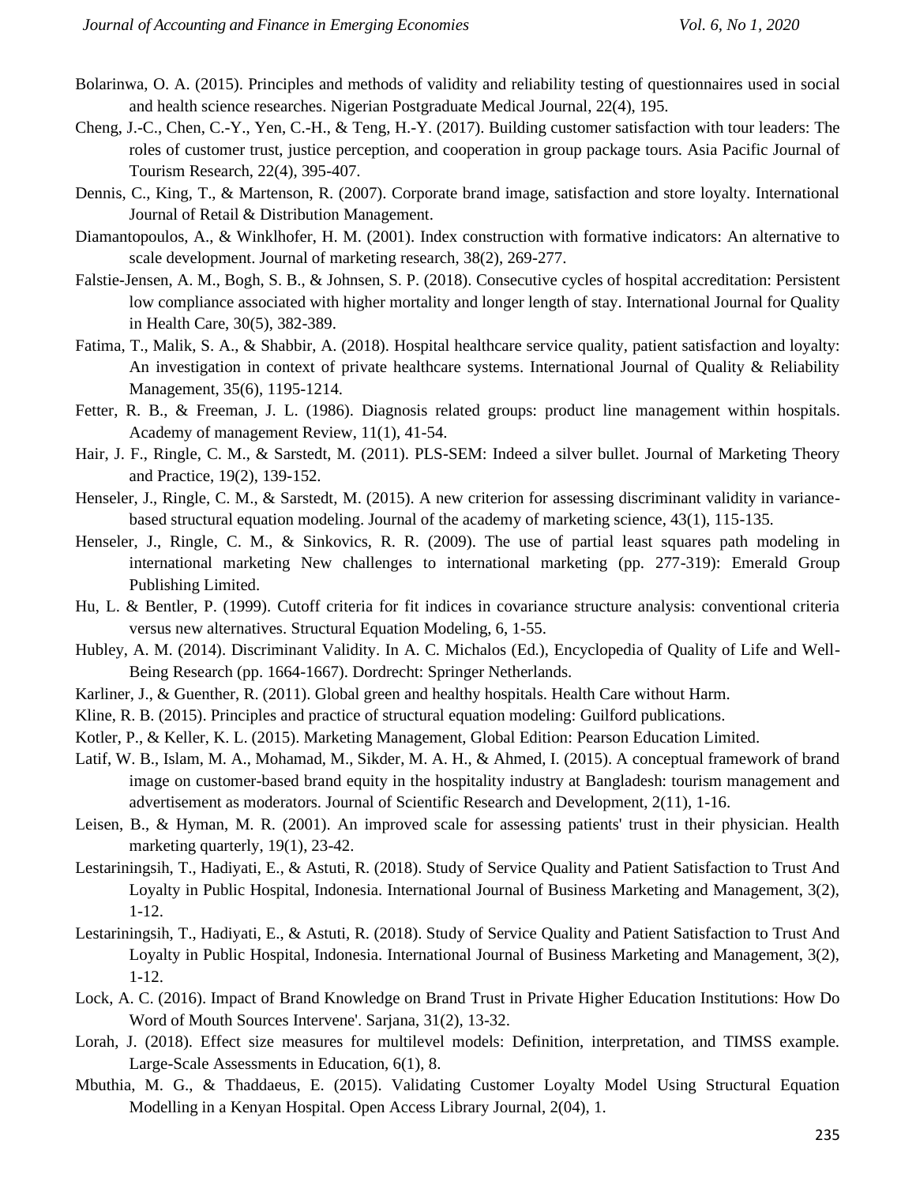Bolarinwa, O. A. (2015). Principles and methods of validity and reliability testing of questionnaires used in social and health science researches. Nigerian Postgraduate Medical Journal, 22(4), 195.

Cheng, J.-C., Chen, C.-Y., Yen, C.-H., & Teng, H.-Y. (2017). Building customer satisfaction with tour leaders: The roles of customer trust, justice perception, and cooperation in group package tours. Asia Pacific Journal of Tourism Research, 22(4), 395-407.

Dennis, C., King, T., & Martenson, R. (2007). Corporate brand image, satisfaction and store loyalty. International Journal of Retail & Distribution Management.

Diamantopoulos, A., & Winklhofer, H. M. (2001). Index construction with formative indicators: An alternative to scale development. Journal of marketing research, 38(2), 269-277.

Falstie-Jensen, A. M., Bogh, S. B., & Johnsen, S. P. (2018). Consecutive cycles of hospital accreditation: Persistent low compliance associated with higher mortality and longer length of stay. International Journal for Quality in Health Care, 30(5), 382-389.

Fatima, T., Malik, S. A., & Shabbir, A. (2018). Hospital healthcare service quality, patient satisfaction and loyalty: An investigation in context of private healthcare systems. International Journal of Quality & Reliability Management, 35(6), 1195-1214.

Fetter, R. B., & Freeman, J. L. (1986). Diagnosis related groups: product line management within hospitals. Academy of management Review, 11(1), 41-54.

Hair, J. F., Ringle, C. M., & Sarstedt, M. (2011). PLS-SEM: Indeed a silver bullet. Journal of Marketing Theory and Practice, 19(2), 139-152.

Henseler, J., Ringle, C. M., & Sarstedt, M. (2015). A new criterion for assessing discriminant validity in variance-based structural equation modeling. Journal of the academy of marketing science, 43(1), 115-135.

Henseler, J., Ringle, C. M., & Sinkovics, R. R. (2009). The use of partial least squares path modeling in international marketing New challenges to international marketing (pp. 277-319): Emerald Group Publishing Limited.

Hu, L. & Bentler, P. (1999). Cutoff criteria for fit indices in covariance structure analysis: conventional criteria versus new alternatives. Structural Equation Modeling, 6, 1-55.

Hubley, A. M. (2014). Discriminant Validity. In A. C. Michalos (Ed.), Encyclopedia of Quality of Life and Well-Being Research (pp. 1664-1667). Dordrecht: Springer Netherlands.

Karliner, J., & Guenther, R. (2011). Global green and healthy hospitals. Health Care without Harm.

Kline, R. B. (2015). Principles and practice of structural equation modeling: Guilford publications.

Kotler, P., & Keller, K. L. (2015). Marketing Management, Global Edition: Pearson Education Limited.

Latif, W. B., Islam, M. A., Mohamad, M., Sikder, M. A. H., & Ahmed, I. (2015). A conceptual framework of brand image on customer-based brand equity in the hospitality industry at Bangladesh: tourism management and advertisement as moderators. Journal of Scientific Research and Development, 2(11), 1-16.

Leisen, B., & Hyman, M. R. (2001). An improved scale for assessing patients' trust in their physician. Health marketing quarterly, 19(1), 23-42.

Lestariningsih, T., Hadiyati, E., & Astuti, R. (2018). Study of Service Quality and Patient Satisfaction to Trust And Loyalty in Public Hospital, Indonesia. International Journal of Business Marketing and Management, 3(2), 1-12.

Lestariningsih, T., Hadiyati, E., & Astuti, R. (2018). Study of Service Quality and Patient Satisfaction to Trust And Loyalty in Public Hospital, Indonesia. International Journal of Business Marketing and Management, 3(2), 1-12.

Lock, A. C. (2016). Impact of Brand Knowledge on Brand Trust in Private Higher Education Institutions: How Do Word of Mouth Sources Intervene'. Sarjana, 31(2), 13-32.

Lorah, J. (2018). Effect size measures for multilevel models: Definition, interpretation, and TIMSS example. Large-Scale Assessments in Education, 6(1), 8.

Mbuthia, M. G., & Thaddaeus, E. (2015). Validating Customer Loyalty Model Using Structural Equation Modelling in a Kenyan Hospital. Open Access Library Journal, 2(04), 1.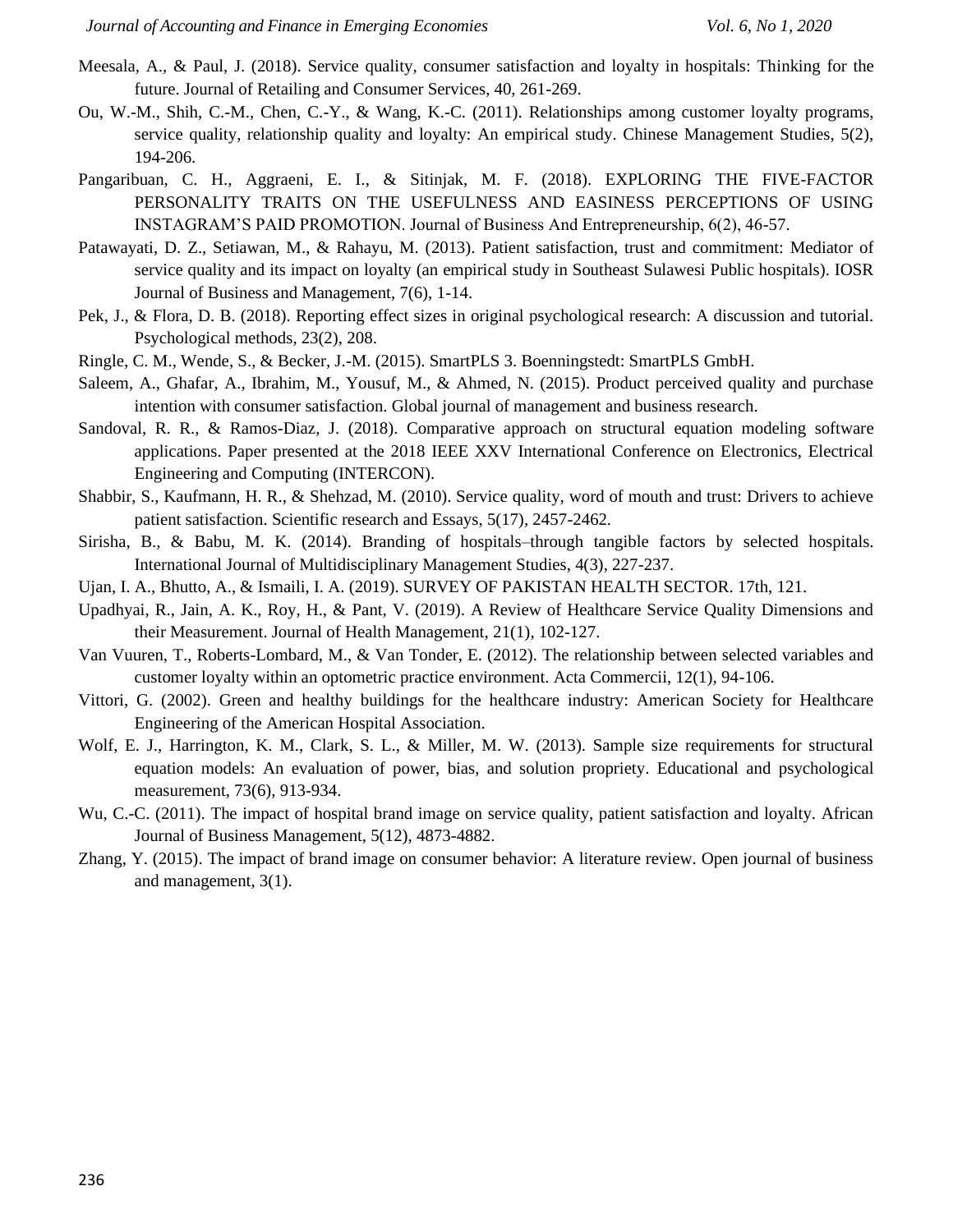Meesala, A., & Paul, J. (2018). Service quality, consumer satisfaction and loyalty in hospitals: Thinking for the future. Journal of Retailing and Consumer Services, 40, 261-269.

Ou, W.-M., Shih, C.-M., Chen, C.-Y., & Wang, K.-C. (2011). Relationships among customer loyalty programs, service quality, relationship quality and loyalty: An empirical study. Chinese Management Studies, 5(2), 194-206.

Pangaribuan, C. H., Aggraeni, E. I., & Sitinjak, M. F. (2018). EXPLORING THE FIVE-FACTOR PERSONALITY TRAITS ON THE USEFULNESS AND EASINESS PERCEPTIONS OF USING INSTAGRAM'S PAID PROMOTION. Journal of Business And Entrepreneurship, 6(2), 46-57.

Patawayati, D. Z., Setiawan, M., & Rahayu, M. (2013). Patient satisfaction, trust and commitment: Mediator of service quality and its impact on loyalty (an empirical study in Southeast Sulawesi Public hospitals). IOSR Journal of Business and Management, 7(6), 1-14.

Pek, J., & Flora, D. B. (2018). Reporting effect sizes in original psychological research: A discussion and tutorial. Psychological methods, 23(2), 208.

Ringle, C. M., Wende, S., & Becker, J.-M. (2015). SmartPLS 3. Boenningstedt: SmartPLS GmbH.

Saleem, A., Ghafar, A., Ibrahim, M., Yousuf, M., & Ahmed, N. (2015). Product perceived quality and purchase intention with consumer satisfaction. Global journal of management and business research.

Sandoval, R. R., & Ramos-Diaz, J. (2018). Comparative approach on structural equation modeling software applications. Paper presented at the 2018 IEEE XXV International Conference on Electronics, Electrical Engineering and Computing (INTERCON).

Shabbir, S., Kaufmann, H. R., & Shehzad, M. (2010). Service quality, word of mouth and trust: Drivers to achieve patient satisfaction. Scientific research and Essays, 5(17), 2457-2462.

Sirisha, B., & Babu, M. K. (2014). Branding of hospitals–through tangible factors by selected hospitals. International Journal of Multidisciplinary Management Studies, 4(3), 227-237.

Ujan, I. A., Bhutto, A., & Ismaili, I. A. (2019). SURVEY OF PAKISTAN HEALTH SECTOR. 17th, 121.

Upadhyai, R., Jain, A. K., Roy, H., & Pant, V. (2019). A Review of Healthcare Service Quality Dimensions and their Measurement. Journal of Health Management, 21(1), 102-127.

Van Vuuren, T., Roberts-Lombard, M., & Van Tonder, E. (2012). The relationship between selected variables and customer loyalty within an optometric practice environment. Acta Commercii, 12(1), 94-106.

Vittori, G. (2002). Green and healthy buildings for the healthcare industry: American Society for Healthcare Engineering of the American Hospital Association.

Wolf, E. J., Harrington, K. M., Clark, S. L., & Miller, M. W. (2013). Sample size requirements for structural equation models: An evaluation of power, bias, and solution propriety. Educational and psychological measurement, 73(6), 913-934.

Wu, C.-C. (2011). The impact of hospital brand image on service quality, patient satisfaction and loyalty. African Journal of Business Management, 5(12), 4873-4882.

Zhang, Y. (2015). The impact of brand image on consumer behavior: A literature review. Open journal of business and management, 3(1).